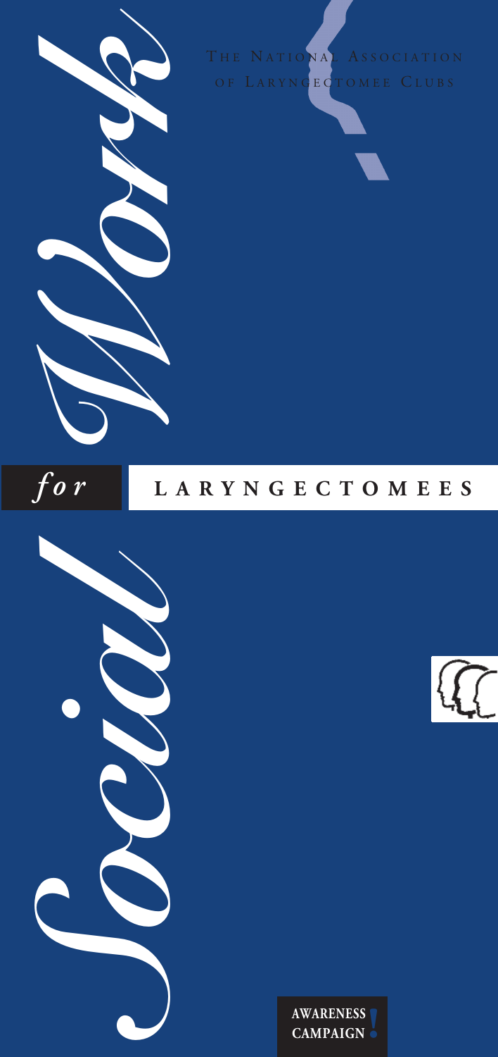THE NATIONAL ASSOCIATION OF LARYNGECTOMEE CLUBS

# *Social Work* *for* LARYNGECTOMEES

AWARENESS CAMPAIGN!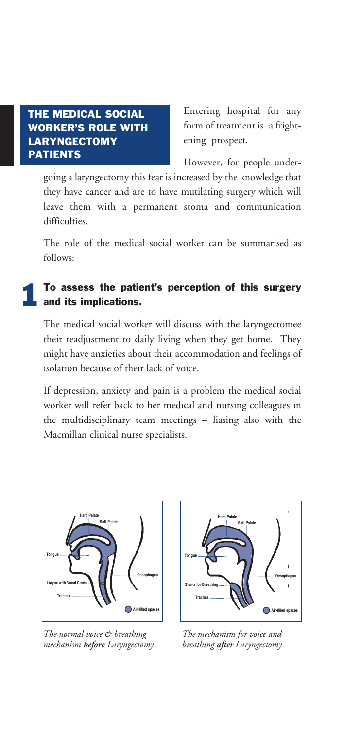## THE MEDICAL SOCIAL WORKER'S ROLE WITH LARYNGECTOMY PATIENTS

Entering hospital for any form of treatment is a frightening prospect.

However, for people undergoing a laryngectomy this fear is increased by the knowledge that they have cancer and are to have mutilating surgery which will leave them with a permanent stoma and communication difficulties.

The role of the medical social worker can be summarised as follows:

### 1 To assess the patient's perception of this surgery and its implications.

The medical social worker will discuss with the laryngectomee their readjustment to daily living when they get home. They might have anxieties about their accommodation and feelings of isolation because of their lack of voice.

If depression, anxiety and pain is a problem the medical social worker will refer back to her medical and nursing colleagues in the multidisciplinary team meetings – liasing also with the Macmillan clinical nurse specialists.

Hard Palate, Soft Palate, Tongue, Larynx with Vocal Cords, Trachea, Oesophagus, Air-filled spaces

*The normal voice & breathing mechanism **before** Laryngectomy*

Hard Palate, Soft Palate, Tongue, Stoma for Breathing, Trachea, Oesophagus, Air-filled spaces

*The mechanism for voice and breathing **after** Laryngectomy*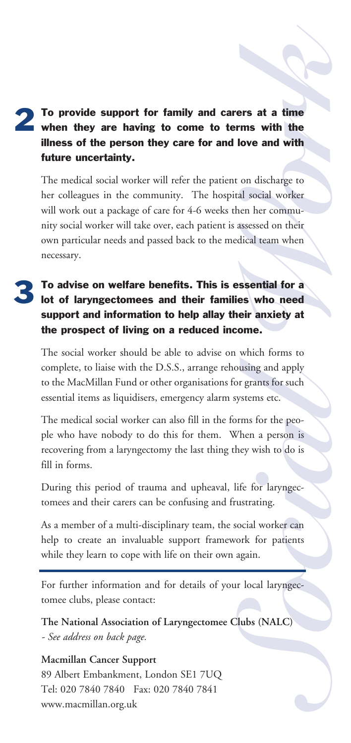**2 To provide support for family and carers at a time when they are having to come to terms with the illness of the person they care for and love and with future uncertainty.**

The medical social worker will refer the patient on discharge to her colleagues in the community. The hospital social worker will work out a package of care for 4-6 weeks then her community social worker will take over, each patient is assessed on their own particular needs and passed back to the medical team when necessary.

**3 To advise on welfare benefits. This is essential for a lot of laryngectomees and their families who need support and information to help allay their anxiety at the prospect of living on a reduced income.**

The social worker should be able to advise on which forms to complete, to liaise with the D.S.S., arrange rehousing and apply to the MacMillan Fund or other organisations for grants for such essential items as liquidisers, emergency alarm systems etc.

The medical social worker can also fill in the forms for the people who have nobody to do this for them. When a person is recovering from a laryngectomy the last thing they wish to do is fill in forms.

During this period of trauma and upheaval, life for laryngectomees and their carers can be confusing and frustrating.

As a member of a multi-disciplinary team, the social worker can help to create an invaluable support framework for patients while they learn to cope with life on their own again.

---

For further information and for details of your local laryngectomee clubs, please contact:

**The National Association of Laryngectomee Clubs (NALC)**
*- See address on back page.*

**Macmillan Cancer Support**
89 Albert Embankment, London SE1 7UQ
Tel: 020 7840 7840 Fax: 020 7840 7841
www.macmillan.org.uk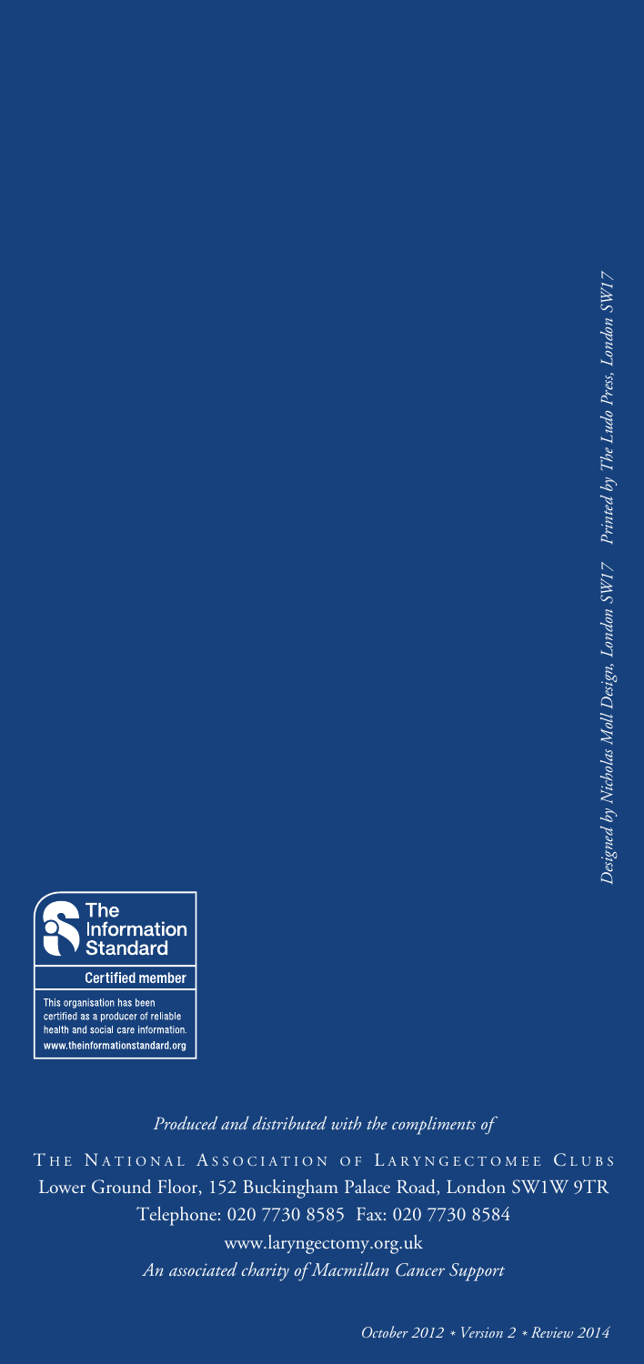Designed by Nicholas Moll Design, London SW17 Printed by The Ludo Press, London SW17

The Information Standard

Certified member

This organisation has been certified as a producer of reliable health and social care information.
www.theinformationstandard.org

*Produced and distributed with the compliments of*

THE NATIONAL ASSOCIATION OF LARYNGECTOMEE CLUBS
Lower Ground Floor, 152 Buckingham Palace Road, London SW1W 9TR
Telephone: 020 7730 8585 Fax: 020 7730 8584
www.laryngectomy.org.uk
*An associated charity of Macmillan Cancer Support*

*October 2012 * Version 2 * Review 2014*